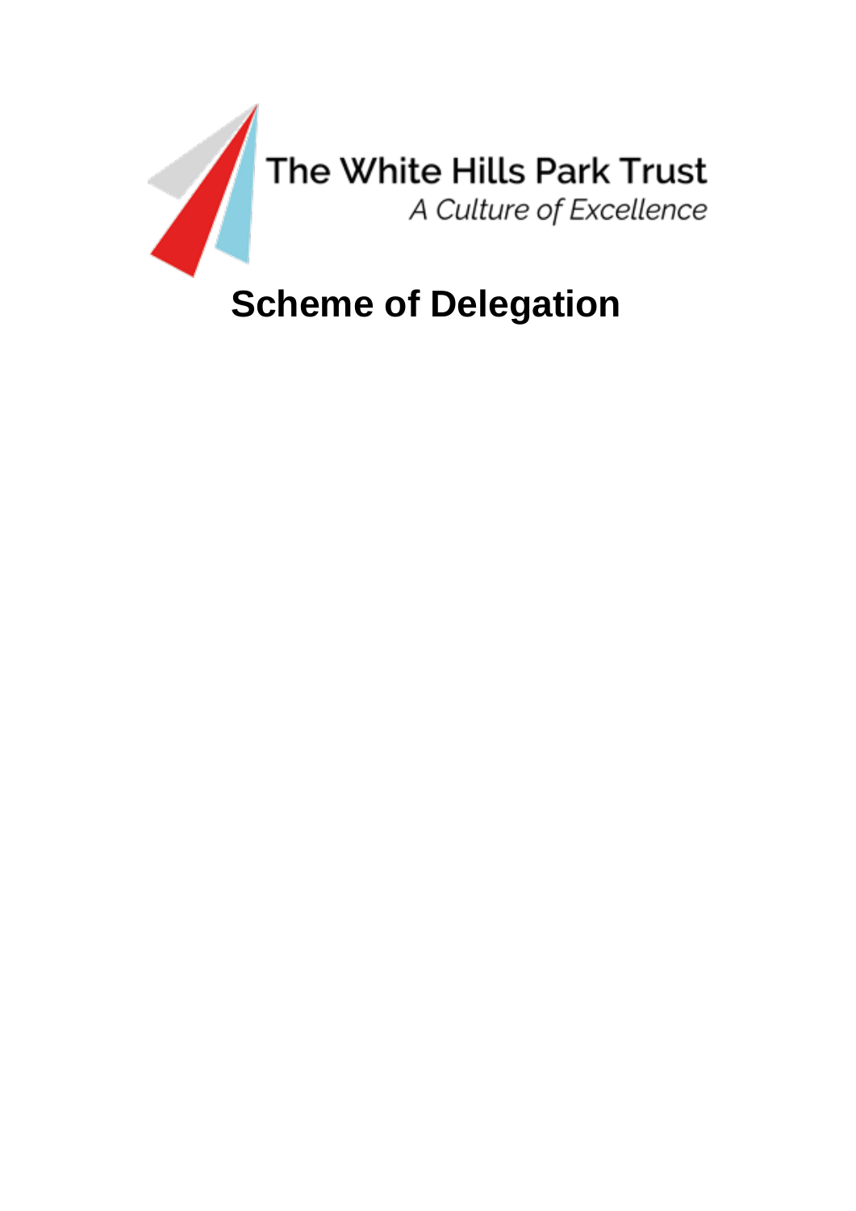The White Hills Park Trust

*A Culture of Excellence*

# Scheme of Delegation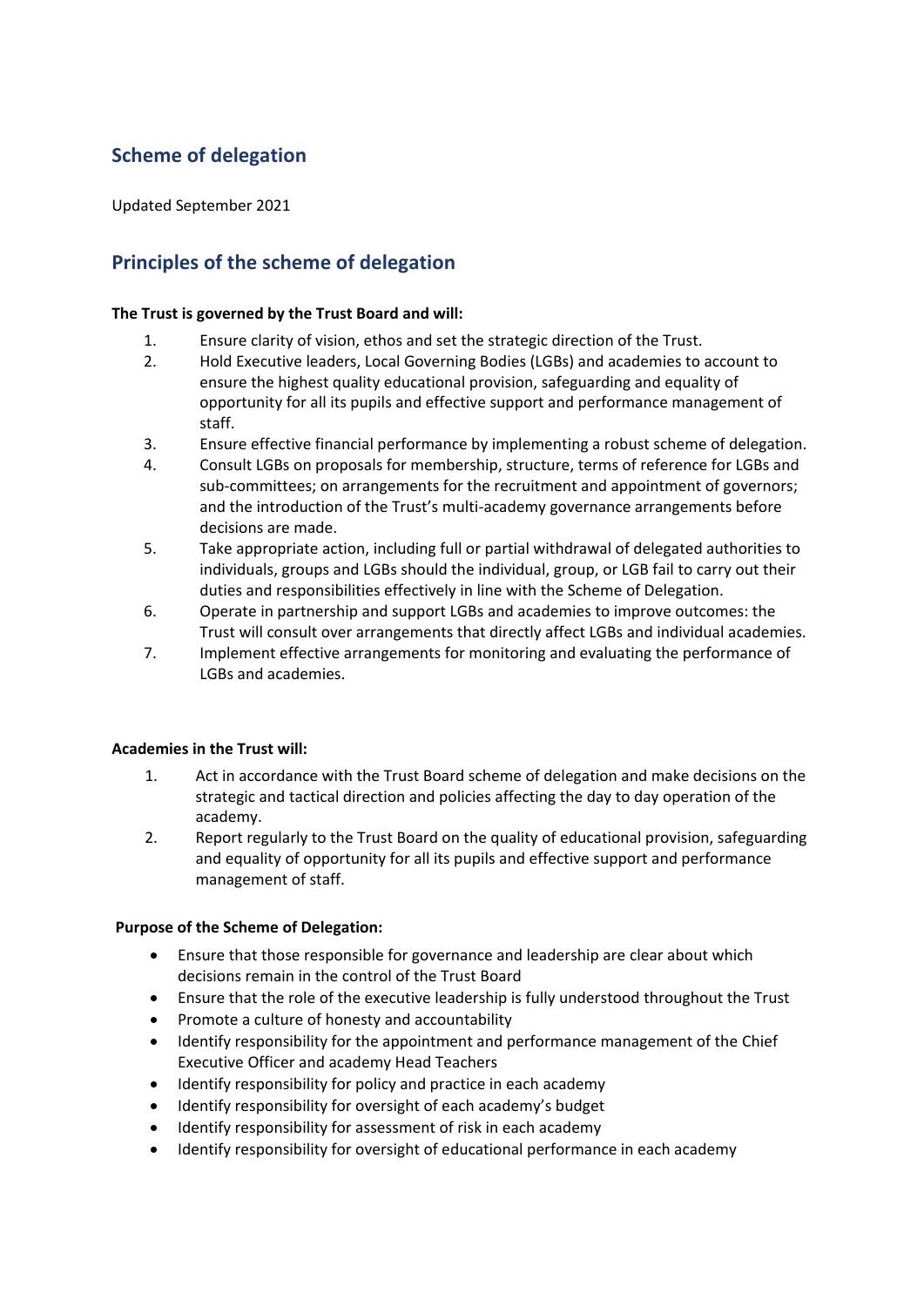## Scheme of delegation

Updated September 2021

## Principles of the scheme of delegation

**The Trust is governed by the Trust Board and will:**

1. Ensure clarity of vision, ethos and set the strategic direction of the Trust.
2. Hold Executive leaders, Local Governing Bodies (LGBs) and academies to account to ensure the highest quality educational provision, safeguarding and equality of opportunity for all its pupils and effective support and performance management of staff.
3. Ensure effective financial performance by implementing a robust scheme of delegation.
4. Consult LGBs on proposals for membership, structure, terms of reference for LGBs and sub-committees; on arrangements for the recruitment and appointment of governors; and the introduction of the Trust's multi-academy governance arrangements before decisions are made.
5. Take appropriate action, including full or partial withdrawal of delegated authorities to individuals, groups and LGBs should the individual, group, or LGB fail to carry out their duties and responsibilities effectively in line with the Scheme of Delegation.
6. Operate in partnership and support LGBs and academies to improve outcomes: the Trust will consult over arrangements that directly affect LGBs and individual academies.
7. Implement effective arrangements for monitoring and evaluating the performance of LGBs and academies.

**Academies in the Trust will:**

1. Act in accordance with the Trust Board scheme of delegation and make decisions on the strategic and tactical direction and policies affecting the day to day operation of the academy.
2. Report regularly to the Trust Board on the quality of educational provision, safeguarding and equality of opportunity for all its pupils and effective support and performance management of staff.

**Purpose of the Scheme of Delegation:**

- Ensure that those responsible for governance and leadership are clear about which decisions remain in the control of the Trust Board
- Ensure that the role of the executive leadership is fully understood throughout the Trust
- Promote a culture of honesty and accountability
- Identify responsibility for the appointment and performance management of the Chief Executive Officer and academy Head Teachers
- Identify responsibility for policy and practice in each academy
- Identify responsibility for oversight of each academy's budget
- Identify responsibility for assessment of risk in each academy
- Identify responsibility for oversight of educational performance in each academy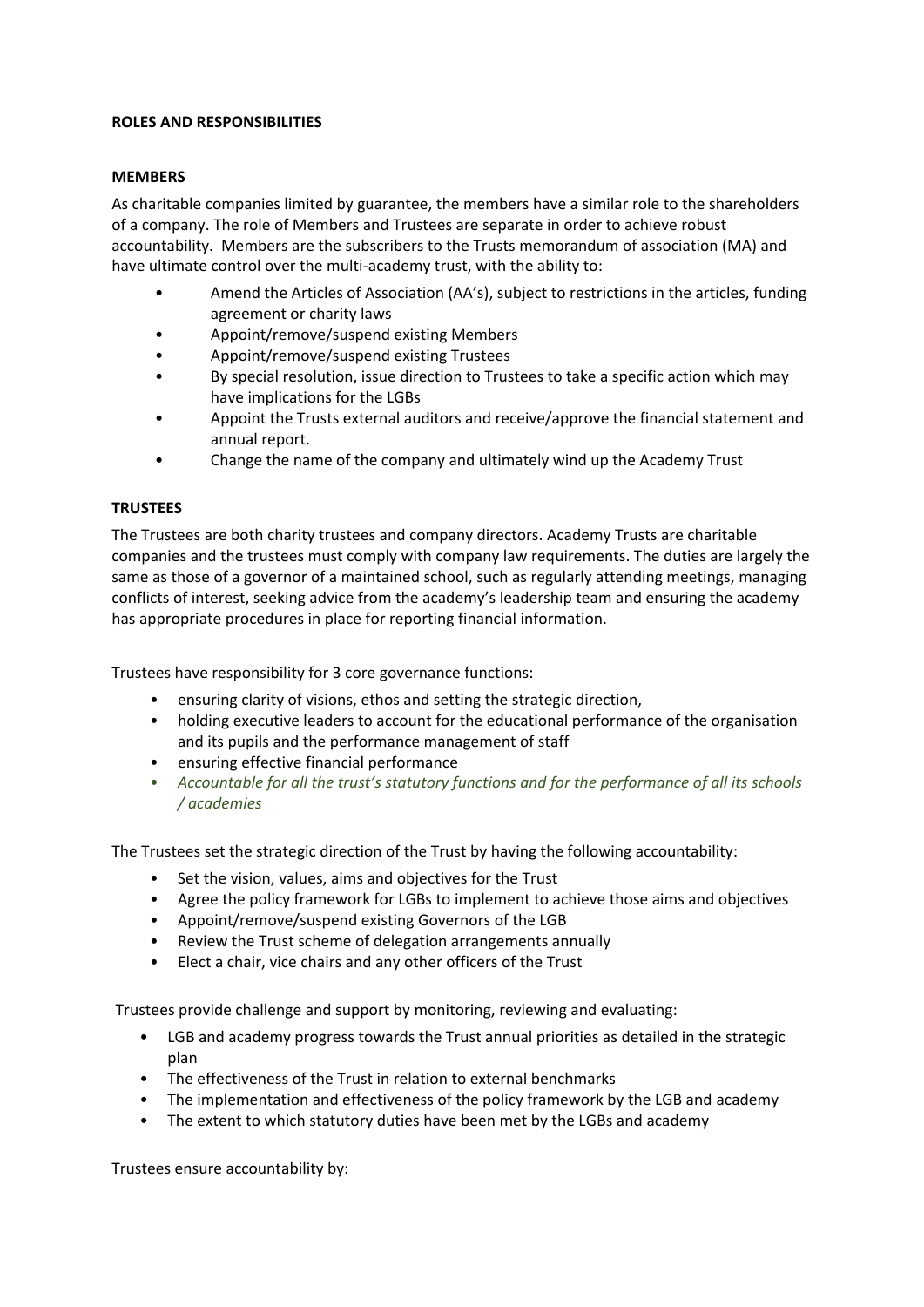**ROLES AND RESPONSIBILITIES**

**MEMBERS**

As charitable companies limited by guarantee, the members have a similar role to the shareholders of a company. The role of Members and Trustees are separate in order to achieve robust accountability. Members are the subscribers to the Trusts memorandum of association (MA) and have ultimate control over the multi-academy trust, with the ability to:

- Amend the Articles of Association (AA's), subject to restrictions in the articles, funding agreement or charity laws
- Appoint/remove/suspend existing Members
- Appoint/remove/suspend existing Trustees
- By special resolution, issue direction to Trustees to take a specific action which may have implications for the LGBs
- Appoint the Trusts external auditors and receive/approve the financial statement and annual report.
- Change the name of the company and ultimately wind up the Academy Trust

**TRUSTEES**

The Trustees are both charity trustees and company directors. Academy Trusts are charitable companies and the trustees must comply with company law requirements. The duties are largely the same as those of a governor of a maintained school, such as regularly attending meetings, managing conflicts of interest, seeking advice from the academy's leadership team and ensuring the academy has appropriate procedures in place for reporting financial information.

Trustees have responsibility for 3 core governance functions:

- ensuring clarity of visions, ethos and setting the strategic direction,
- holding executive leaders to account for the educational performance of the organisation and its pupils and the performance management of staff
- ensuring effective financial performance
- *Accountable for all the trust's statutory functions and for the performance of all its schools / academies*

The Trustees set the strategic direction of the Trust by having the following accountability:

- Set the vision, values, aims and objectives for the Trust
- Agree the policy framework for LGBs to implement to achieve those aims and objectives
- Appoint/remove/suspend existing Governors of the LGB
- Review the Trust scheme of delegation arrangements annually
- Elect a chair, vice chairs and any other officers of the Trust

Trustees provide challenge and support by monitoring, reviewing and evaluating:

- LGB and academy progress towards the Trust annual priorities as detailed in the strategic plan
- The effectiveness of the Trust in relation to external benchmarks
- The implementation and effectiveness of the policy framework by the LGB and academy
- The extent to which statutory duties have been met by the LGBs and academy

Trustees ensure accountability by: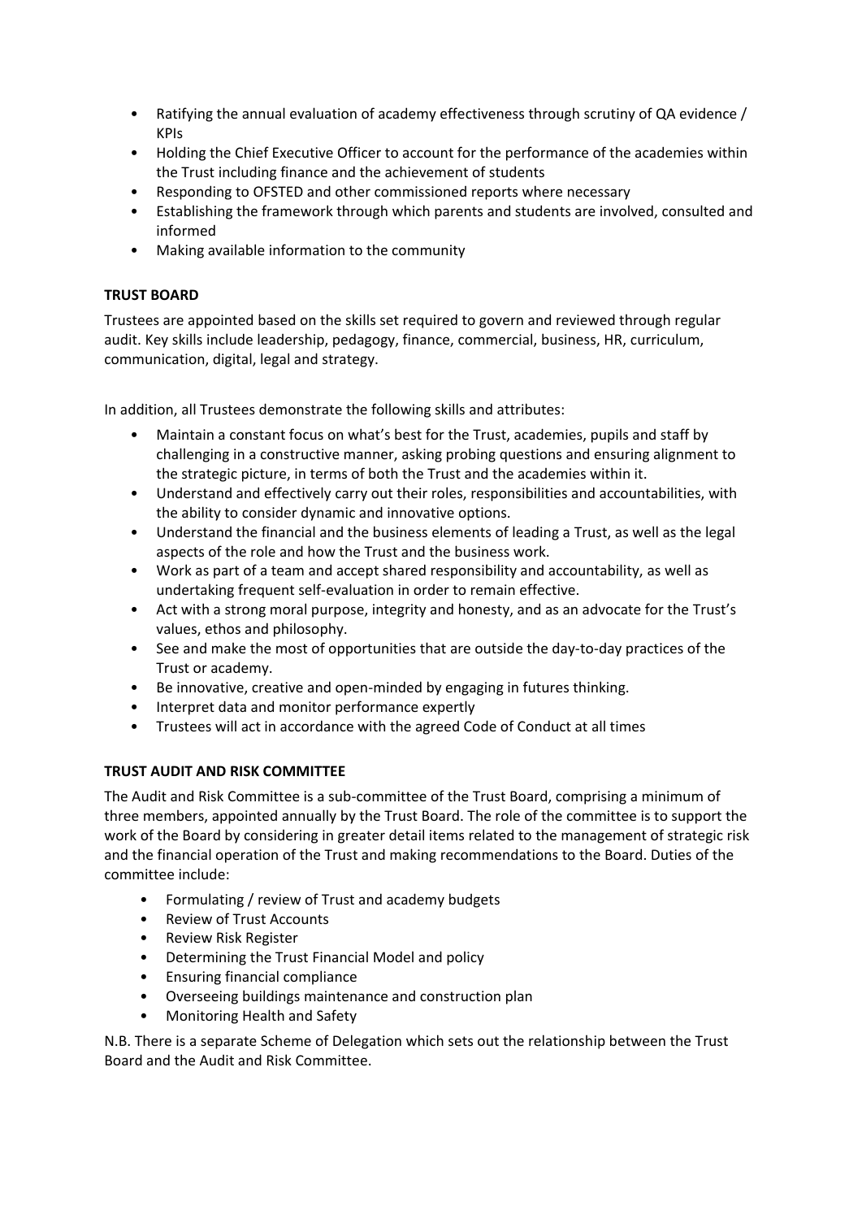- Ratifying the annual evaluation of academy effectiveness through scrutiny of QA evidence / KPIs
- Holding the Chief Executive Officer to account for the performance of the academies within the Trust including finance and the achievement of students
- Responding to OFSTED and other commissioned reports where necessary
- Establishing the framework through which parents and students are involved, consulted and informed
- Making available information to the community

**TRUST BOARD**

Trustees are appointed based on the skills set required to govern and reviewed through regular audit. Key skills include leadership, pedagogy, finance, commercial, business, HR, curriculum, communication, digital, legal and strategy.

In addition, all Trustees demonstrate the following skills and attributes:

- Maintain a constant focus on what's best for the Trust, academies, pupils and staff by challenging in a constructive manner, asking probing questions and ensuring alignment to the strategic picture, in terms of both the Trust and the academies within it.
- Understand and effectively carry out their roles, responsibilities and accountabilities, with the ability to consider dynamic and innovative options.
- Understand the financial and the business elements of leading a Trust, as well as the legal aspects of the role and how the Trust and the business work.
- Work as part of a team and accept shared responsibility and accountability, as well as undertaking frequent self-evaluation in order to remain effective.
- Act with a strong moral purpose, integrity and honesty, and as an advocate for the Trust's values, ethos and philosophy.
- See and make the most of opportunities that are outside the day-to-day practices of the Trust or academy.
- Be innovative, creative and open-minded by engaging in futures thinking.
- Interpret data and monitor performance expertly
- Trustees will act in accordance with the agreed Code of Conduct at all times

**TRUST AUDIT AND RISK COMMITTEE**

The Audit and Risk Committee is a sub-committee of the Trust Board, comprising a minimum of three members, appointed annually by the Trust Board. The role of the committee is to support the work of the Board by considering in greater detail items related to the management of strategic risk and the financial operation of the Trust and making recommendations to the Board. Duties of the committee include:

- Formulating / review of Trust and academy budgets
- Review of Trust Accounts
- Review Risk Register
- Determining the Trust Financial Model and policy
- Ensuring financial compliance
- Overseeing buildings maintenance and construction plan
- Monitoring Health and Safety

N.B. There is a separate Scheme of Delegation which sets out the relationship between the Trust Board and the Audit and Risk Committee.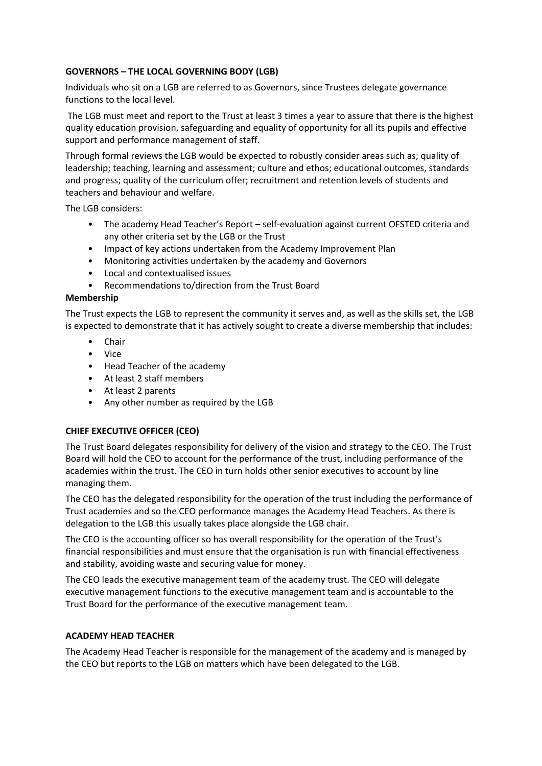## GOVERNORS – THE LOCAL GOVERNING BODY (LGB)

Individuals who sit on a LGB are referred to as Governors, since Trustees delegate governance functions to the local level.

The LGB must meet and report to the Trust at least 3 times a year to assure that there is the highest quality education provision, safeguarding and equality of opportunity for all its pupils and effective support and performance management of staff.

Through formal reviews the LGB would be expected to robustly consider areas such as; quality of leadership; teaching, learning and assessment; culture and ethos; educational outcomes, standards and progress; quality of the curriculum offer; recruitment and retention levels of students and teachers and behaviour and welfare.

The LGB considers:

- The academy Head Teacher's Report – self-evaluation against current OFSTED criteria and any other criteria set by the LGB or the Trust
- Impact of key actions undertaken from the Academy Improvement Plan
- Monitoring activities undertaken by the academy and Governors
- Local and contextualised issues
- Recommendations to/direction from the Trust Board

**Membership**

The Trust expects the LGB to represent the community it serves and, as well as the skills set, the LGB is expected to demonstrate that it has actively sought to create a diverse membership that includes:

- Chair
- Vice
- Head Teacher of the academy
- At least 2 staff members
- At least 2 parents
- Any other number as required by the LGB

## CHIEF EXECUTIVE OFFICER (CEO)

The Trust Board delegates responsibility for delivery of the vision and strategy to the CEO. The Trust Board will hold the CEO to account for the performance of the trust, including performance of the academies within the trust. The CEO in turn holds other senior executives to account by line managing them.

The CEO has the delegated responsibility for the operation of the trust including the performance of Trust academies and so the CEO performance manages the Academy Head Teachers. As there is delegation to the LGB this usually takes place alongside the LGB chair.

The CEO is the accounting officer so has overall responsibility for the operation of the Trust's financial responsibilities and must ensure that the organisation is run with financial effectiveness and stability, avoiding waste and securing value for money.

The CEO leads the executive management team of the academy trust. The CEO will delegate executive management functions to the executive management team and is accountable to the Trust Board for the performance of the executive management team.

## ACADEMY HEAD TEACHER

The Academy Head Teacher is responsible for the management of the academy and is managed by the CEO but reports to the LGB on matters which have been delegated to the LGB.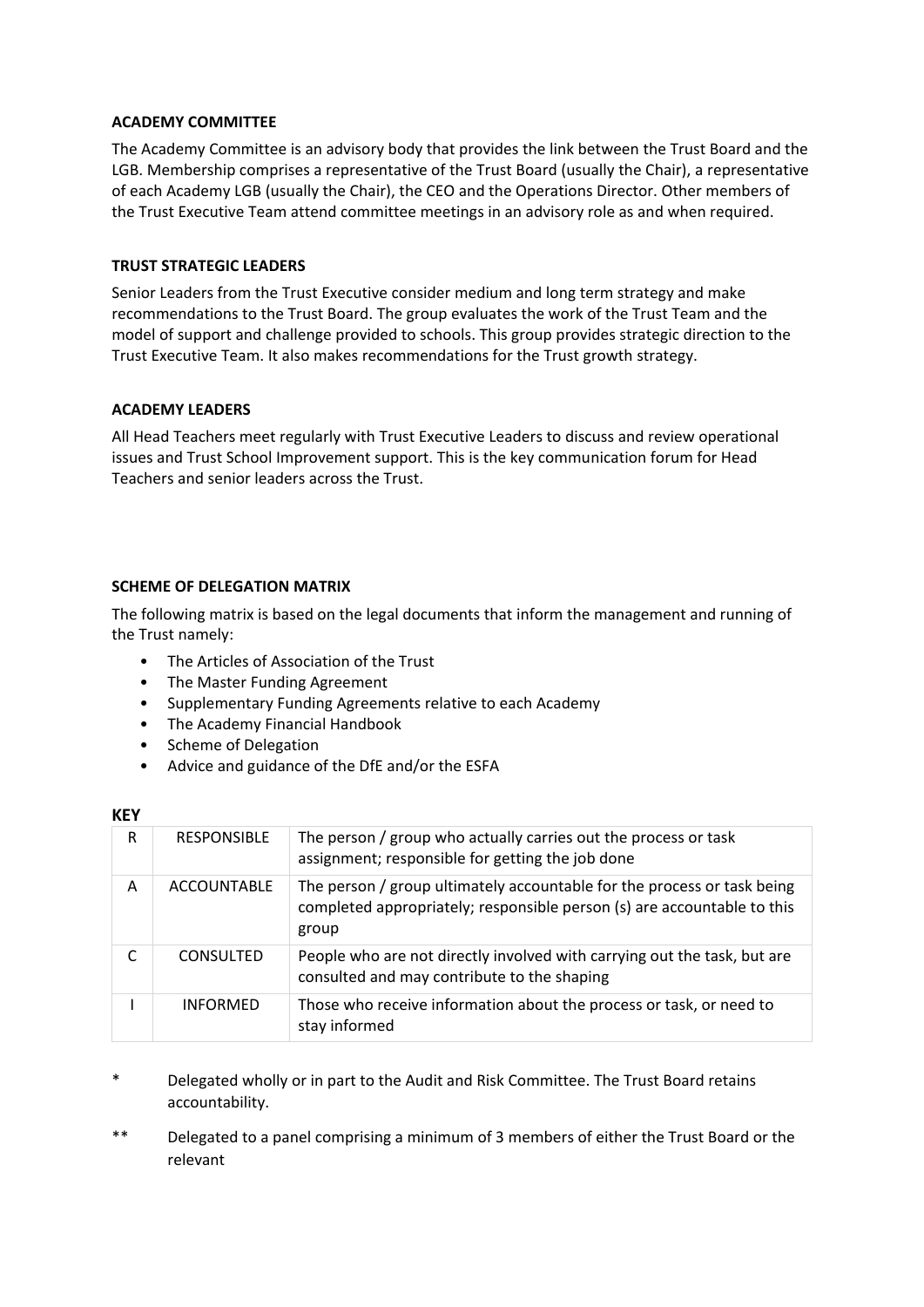**ACADEMY COMMITTEE**

The Academy Committee is an advisory body that provides the link between the Trust Board and the LGB. Membership comprises a representative of the Trust Board (usually the Chair), a representative of each Academy LGB (usually the Chair), the CEO and the Operations Director. Other members of the Trust Executive Team attend committee meetings in an advisory role as and when required.

**TRUST STRATEGIC LEADERS**

Senior Leaders from the Trust Executive consider medium and long term strategy and make recommendations to the Trust Board. The group evaluates the work of the Trust Team and the model of support and challenge provided to schools. This group provides strategic direction to the Trust Executive Team. It also makes recommendations for the Trust growth strategy.

**ACADEMY LEADERS**

All Head Teachers meet regularly with Trust Executive Leaders to discuss and review operational issues and Trust School Improvement support. This is the key communication forum for Head Teachers and senior leaders across the Trust.

**SCHEME OF DELEGATION MATRIX**

The following matrix is based on the legal documents that inform the management and running of the Trust namely:

- The Articles of Association of the Trust
- The Master Funding Agreement
- Supplementary Funding Agreements relative to each Academy
- The Academy Financial Handbook
- Scheme of Delegation
- Advice and guidance of the DfE and/or the ESFA

**KEY**

| | | |
|---|---|---|
| R | RESPONSIBLE | The person / group who actually carries out the process or task assignment; responsible for getting the job done |
| A | ACCOUNTABLE | The person / group ultimately accountable for the process or task being completed appropriately; responsible person (s) are accountable to this group |
| C | CONSULTED | People who are not directly involved with carrying out the task, but are consulted and may contribute to the shaping |
| I | INFORMED | Those who receive information about the process or task, or need to stay informed |

\* Delegated wholly or in part to the Audit and Risk Committee. The Trust Board retains accountability.

\** Delegated to a panel comprising a minimum of 3 members of either the Trust Board or the relevant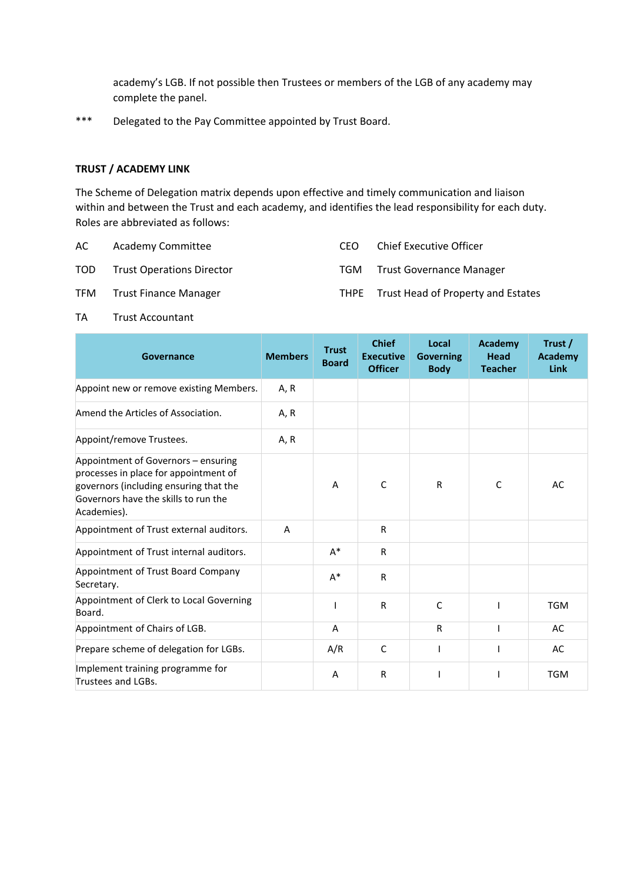academy's LGB. If not possible then Trustees or members of the LGB of any academy may complete the panel.

*** Delegated to the Pay Committee appointed by Trust Board.

**TRUST / ACADEMY LINK**

The Scheme of Delegation matrix depends upon effective and timely communication and liaison within and between the Trust and each academy, and identifies the lead responsibility for each duty. Roles are abbreviated as follows:

| | | | |
|---|---|---|---|
| AC | Academy Committee | CEO | Chief Executive Officer |
| TOD | Trust Operations Director | TGM | Trust Governance Manager |
| TFM | Trust Finance Manager | THPE | Trust Head of Property and Estates |
| TA | Trust Accountant | | |

| Governance | Members | Trust Board | Chief Executive Officer | Local Governing Body | Academy Head Teacher | Trust / Academy Link |
|---|---|---|---|---|---|---|
| Appoint new or remove existing Members. | A, R | | | | | |
| Amend the Articles of Association. | A, R | | | | | |
| Appoint/remove Trustees. | A, R | | | | | |
| Appointment of Governors – ensuring processes in place for appointment of governors (including ensuring that the Governors have the skills to run the Academies). | | A | C | R | C | AC |
| Appointment of Trust external auditors. | A | | R | | | |
| Appointment of Trust internal auditors. | | A* | R | | | |
| Appointment of Trust Board Company Secretary. | | A* | R | | | |
| Appointment of Clerk to Local Governing Board. | | I | R | C | I | TGM |
| Appointment of Chairs of LGB. | | A | | R | I | AC |
| Prepare scheme of delegation for LGBs. | | A/R | C | I | I | AC |
| Implement training programme for Trustees and LGBs. | | A | R | I | I | TGM |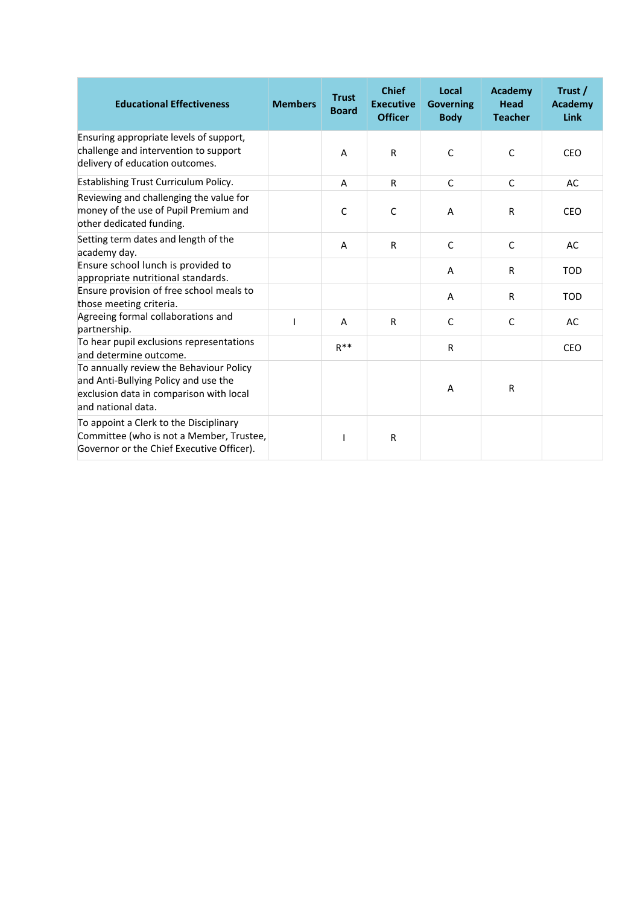| Educational Effectiveness | Members | Trust Board | Chief Executive Officer | Local Governing Body | Academy Head Teacher | Trust / Academy Link |
|---|---|---|---|---|---|---|
| Ensuring appropriate levels of support, challenge and intervention to support delivery of education outcomes. | | A | R | C | C | CEO |
| Establishing Trust Curriculum Policy. | | A | R | C | C | AC |
| Reviewing and challenging the value for money of the use of Pupil Premium and other dedicated funding. | | C | C | A | R | CEO |
| Setting term dates and length of the academy day. | | A | R | C | C | AC |
| Ensure school lunch is provided to appropriate nutritional standards. | | | | A | R | TOD |
| Ensure provision of free school meals to those meeting criteria. | | | | A | R | TOD |
| Agreeing formal collaborations and partnership. | I | A | R | C | C | AC |
| To hear pupil exclusions representations and determine outcome. | | R** | | R | | CEO |
| To annually review the Behaviour Policy and Anti-Bullying Policy and use the exclusion data in comparison with local and national data. | | | | A | R | |
| To appoint a Clerk to the Disciplinary Committee (who is not a Member, Trustee, Governor or the Chief Executive Officer). | | I | R | | | |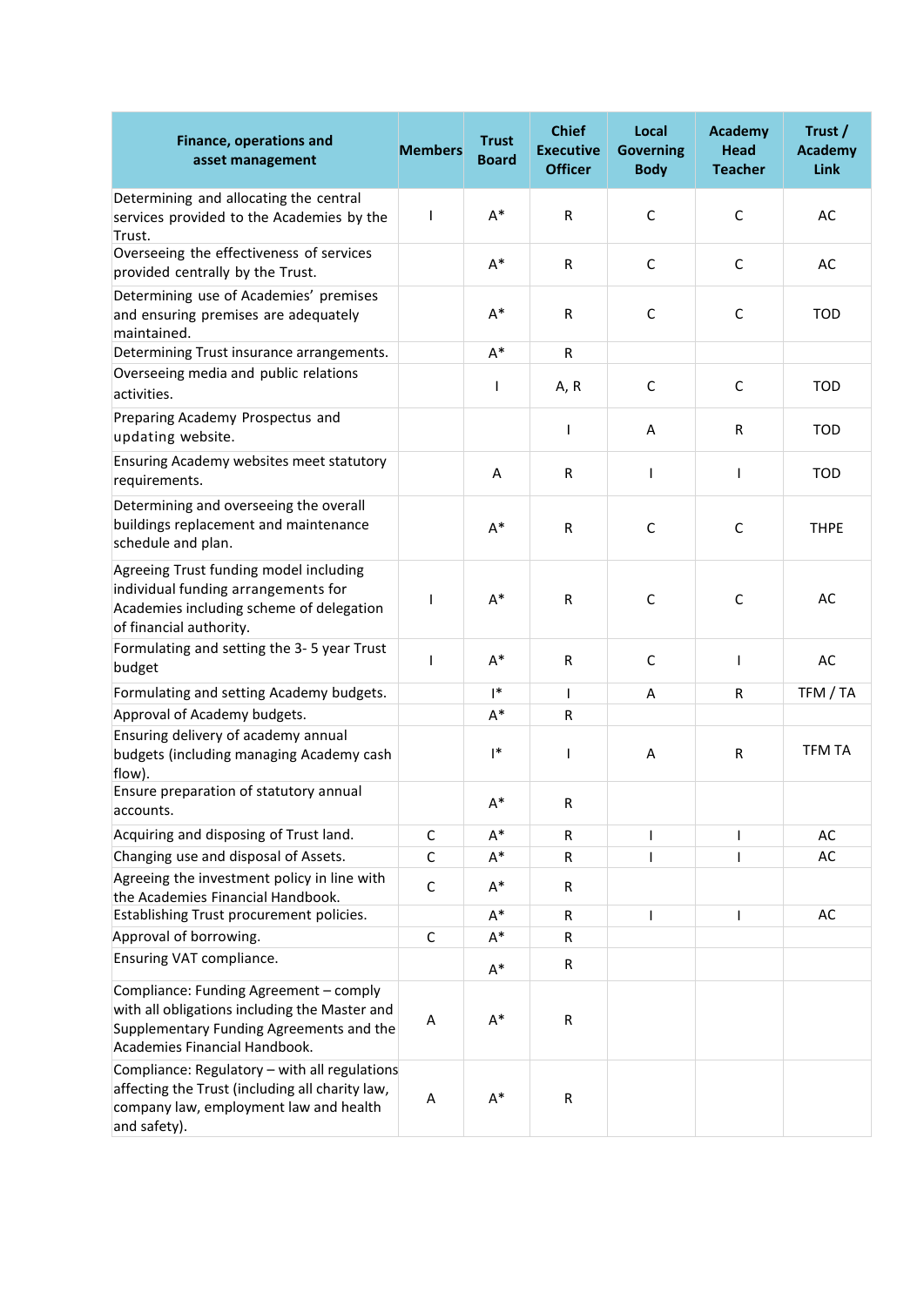| Finance, operations and asset management | Members | Trust Board | Chief Executive Officer | Local Governing Body | Academy Head Teacher | Trust / Academy Link |
|---|---|---|---|---|---|---|
| Determining and allocating the central services provided to the Academies by the Trust. | I | A* | R | C | C | AC |
| Overseeing the effectiveness of services provided centrally by the Trust. | | A* | R | C | C | AC |
| Determining use of Academies' premises and ensuring premises are adequately maintained. | | A* | R | C | C | TOD |
| Determining Trust insurance arrangements. | | A* | R | | | |
| Overseeing media and public relations activities. | | I | A, R | C | C | TOD |
| Preparing Academy Prospectus and updating website. | | | I | A | R | TOD |
| Ensuring Academy websites meet statutory requirements. | | A | R | I | I | TOD |
| Determining and overseeing the overall buildings replacement and maintenance schedule and plan. | | A* | R | C | C | THPE |
| Agreeing Trust funding model including individual funding arrangements for Academies including scheme of delegation of financial authority. | I | A* | R | C | C | AC |
| Formulating and setting the 3- 5 year Trust budget | I | A* | R | C | I | AC |
| Formulating and setting Academy budgets. | | I* | I | A | R | TFM / TA |
| Approval of Academy budgets. | | A* | R | | | |
| Ensuring delivery of academy annual budgets (including managing Academy cash flow). | | I* | I | A | R | TFM TA |
| Ensure preparation of statutory annual accounts. | | A* | R | | | |
| Acquiring and disposing of Trust land. | C | A* | R | I | I | AC |
| Changing use and disposal of Assets. | C | A* | R | I | I | AC |
| Agreeing the investment policy in line with the Academies Financial Handbook. | C | A* | R | | | |
| Establishing Trust procurement policies. | | A* | R | I | I | AC |
| Approval of borrowing. | C | A* | R | | | |
| Ensuring VAT compliance. | | A* | R | | | |
| Compliance: Funding Agreement – comply with all obligations including the Master and Supplementary Funding Agreements and the Academies Financial Handbook. | A | A* | R | | | |
| Compliance: Regulatory – with all regulations affecting the Trust (including all charity law, company law, employment law and health and safety). | A | A* | R | | | |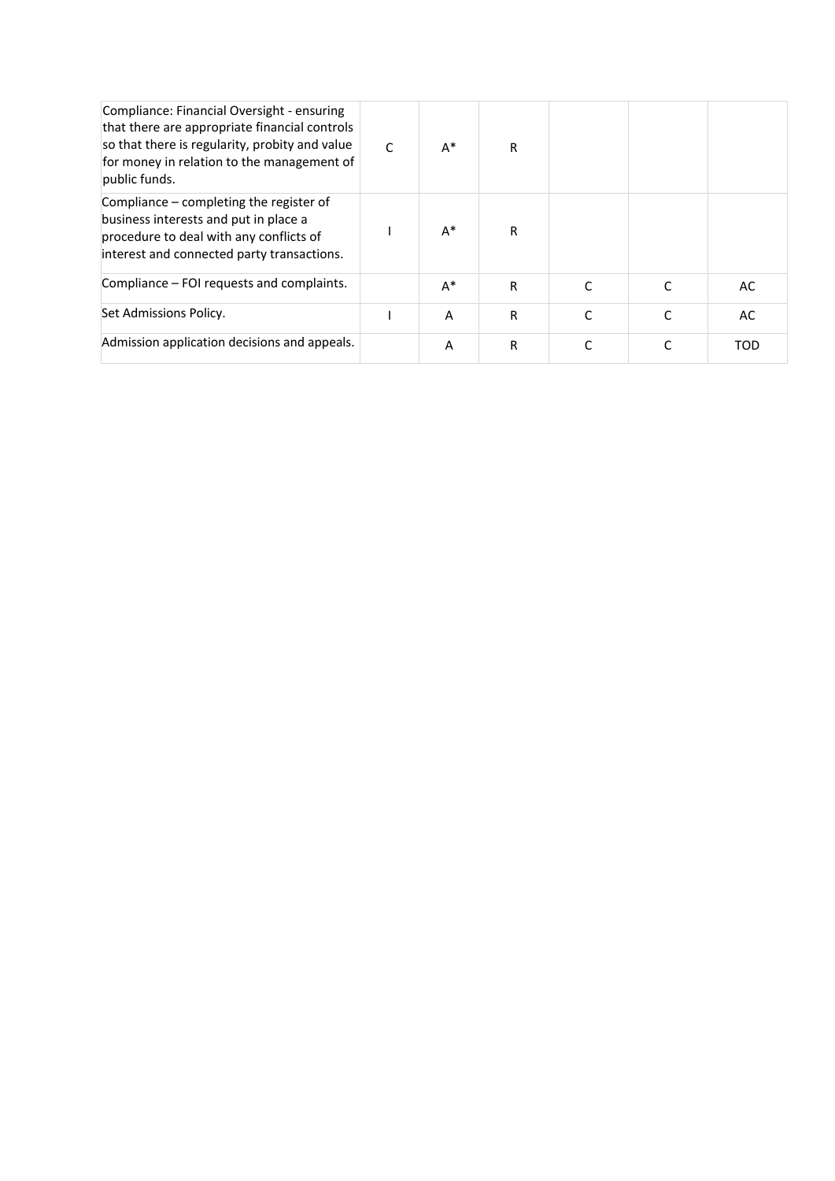| | | | | | | |
|---|---|---|---|---|---|---|
| Compliance: Financial Oversight - ensuring that there are appropriate financial controls so that there is regularity, probity and value for money in relation to the management of public funds. | C | A* | R | | | |
| Compliance – completing the register of business interests and put in place a procedure to deal with any conflicts of interest and connected party transactions. | I | A* | R | | | |
| Compliance – FOI requests and complaints. | | A* | R | C | C | AC |
| Set Admissions Policy. | I | A | R | C | C | AC |
| Admission application decisions and appeals. | | A | R | C | C | TOD |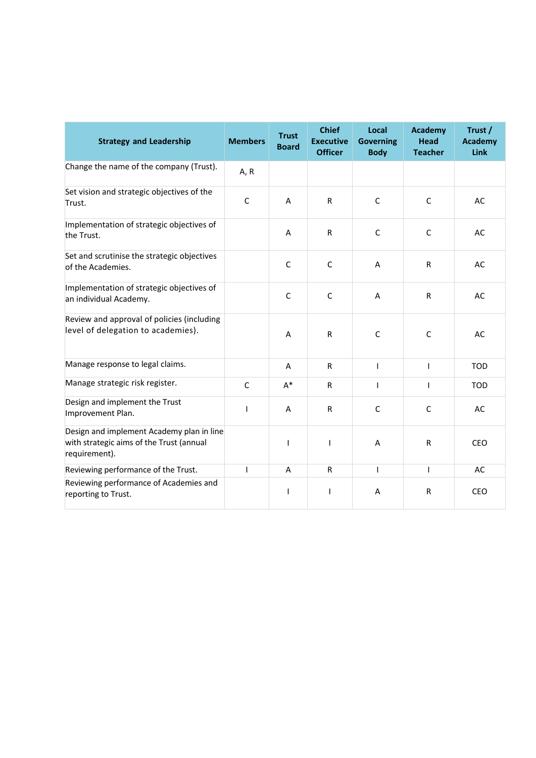| Strategy and Leadership | Members | Trust Board | Chief Executive Officer | Local Governing Body | Academy Head Teacher | Trust / Academy Link |
|---|---|---|---|---|---|---|
| Change the name of the company (Trust). | A, R | | | | | |
| Set vision and strategic objectives of the Trust. | C | A | R | C | C | AC |
| Implementation of strategic objectives of the Trust. | | A | R | C | C | AC |
| Set and scrutinise the strategic objectives of the Academies. | | C | C | A | R | AC |
| Implementation of strategic objectives of an individual Academy. | | C | C | A | R | AC |
| Review and approval of policies (including level of delegation to academies). | | A | R | C | C | AC |
| Manage response to legal claims. | | A | R | I | I | TOD |
| Manage strategic risk register. | C | A* | R | I | I | TOD |
| Design and implement the Trust Improvement Plan. | I | A | R | C | C | AC |
| Design and implement Academy plan in line with strategic aims of the Trust (annual requirement). | | I | I | A | R | CEO |
| Reviewing performance of the Trust. | I | A | R | I | I | AC |
| Reviewing performance of Academies and reporting to Trust. | | I | I | A | R | CEO |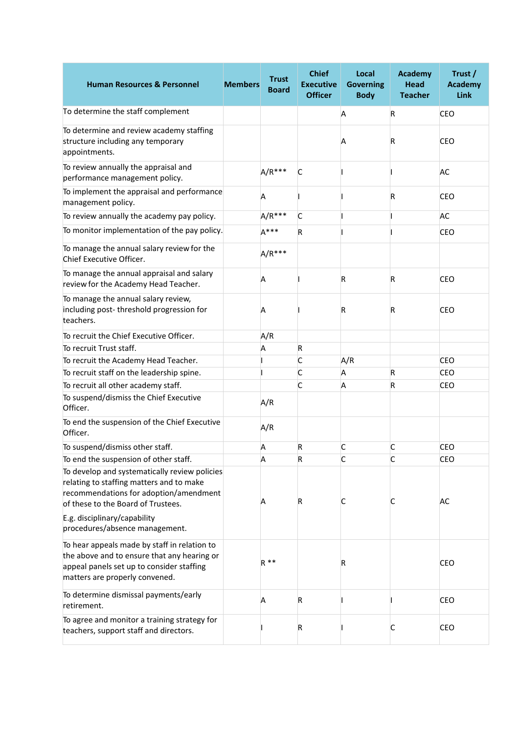| Human Resources & Personnel | Members | Trust Board | Chief Executive Officer | Local Governing Body | Academy Head Teacher | Trust / Academy Link |
|---|---|---|---|---|---|---|
| To determine the staff complement | | | | A | R | CEO |
| To determine and review academy staffing structure including any temporary appointments. | | | | A | R | CEO |
| To review annually the appraisal and performance management policy. | | A/R*** | C | I | I | AC |
| To implement the appraisal and performance management policy. | | A | I | I | R | CEO |
| To review annually the academy pay policy. | | A/R*** | C | I | I | AC |
| To monitor implementation of the pay policy. | | A*** | R | I | I | CEO |
| To manage the annual salary review for the Chief Executive Officer. | | A/R*** | | | | |
| To manage the annual appraisal and salary review for the Academy Head Teacher. | | A | I | R | R | CEO |
| To manage the annual salary review, including post- threshold progression for teachers. | | A | I | R | R | CEO |
| To recruit the Chief Executive Officer. | | A/R | | | | |
| To recruit Trust staff. | | A | R | | | |
| To recruit the Academy Head Teacher. | | I | C | A/R | | CEO |
| To recruit staff on the leadership spine. | | I | C | A | R | CEO |
| To recruit all other academy staff. | | | C | A | R | CEO |
| To suspend/dismiss the Chief Executive Officer. | | A/R | | | | |
| To end the suspension of the Chief Executive Officer. | | A/R | | | | |
| To suspend/dismiss other staff. | | A | R | C | C | CEO |
| To end the suspension of other staff. | | A | R | C | C | CEO |
| To develop and systematically review policies relating to staffing matters and to make recommendations for adoption/amendment of these to the Board of Trustees.<br><br>E.g. disciplinary/capability procedures/absence management. | | A | R | C | C | AC |
| To hear appeals made by staff in relation to the above and to ensure that any hearing or appeal panels set up to consider staffing matters are properly convened. | | R ** | | R | | CEO |
| To determine dismissal payments/early retirement. | | A | R | I | I | CEO |
| To agree and monitor a training strategy for teachers, support staff and directors. | | I | R | I | C | CEO |